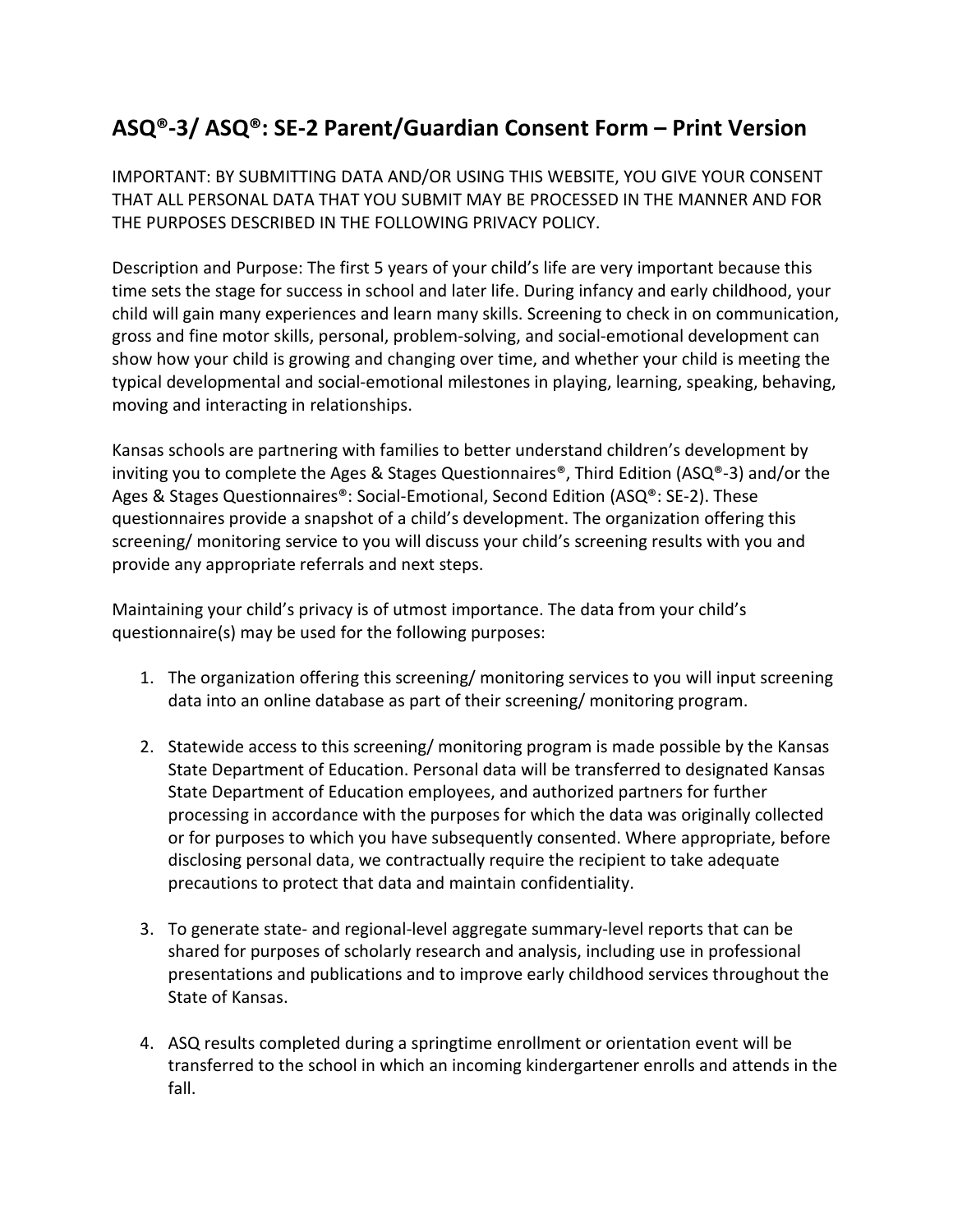## ASQ®-3/ ASQ®: SE-2 Parent/Guardian Consent Form – Print Version

IMPORTANT: BY SUBMITTING DATA AND/OR USING THIS WEBSITE, YOU GIVE YOUR CONSENT THAT ALL PERSONAL DATA THAT YOU SUBMIT MAY BE PROCESSED IN THE MANNER AND FOR THE PURPOSES DESCRIBED IN THE FOLLOWING PRIVACY POLICY.

Description and Purpose: The first 5 years of your child's life are very important because this time sets the stage for success in school and later life. During infancy and early childhood, your child will gain many experiences and learn many skills. Screening to check in on communication, gross and fine motor skills, personal, problem-solving, and social-emotional development can show how your child is growing and changing over time, and whether your child is meeting the typical developmental and social-emotional milestones in playing, learning, speaking, behaving, moving and interacting in relationships.

Kansas schools are partnering with families to better understand children's development by inviting you to complete the Ages & Stages Questionnaires®, Third Edition (ASQ®-3) and/or the Ages & Stages Questionnaires®: Social-Emotional, Second Edition (ASQ®: SE-2). These questionnaires provide a snapshot of a child's development. The organization offering this screening/ monitoring service to you will discuss your child's screening results with you and provide any appropriate referrals and next steps.

Maintaining your child's privacy is of utmost importance. The data from your child's questionnaire(s) may be used for the following purposes:

1. The organization offering this screening/ monitoring services to you will input screening data into an online database as part of their screening/ monitoring program.

2. Statewide access to this screening/ monitoring program is made possible by the Kansas State Department of Education. Personal data will be transferred to designated Kansas State Department of Education employees, and authorized partners for further processing in accordance with the purposes for which the data was originally collected or for purposes to which you have subsequently consented. Where appropriate, before disclosing personal data, we contractually require the recipient to take adequate precautions to protect that data and maintain confidentiality.

3. To generate state- and regional-level aggregate summary-level reports that can be shared for purposes of scholarly research and analysis, including use in professional presentations and publications and to improve early childhood services throughout the State of Kansas.

4. ASQ results completed during a springtime enrollment or orientation event will be transferred to the school in which an incoming kindergartener enrolls and attends in the fall.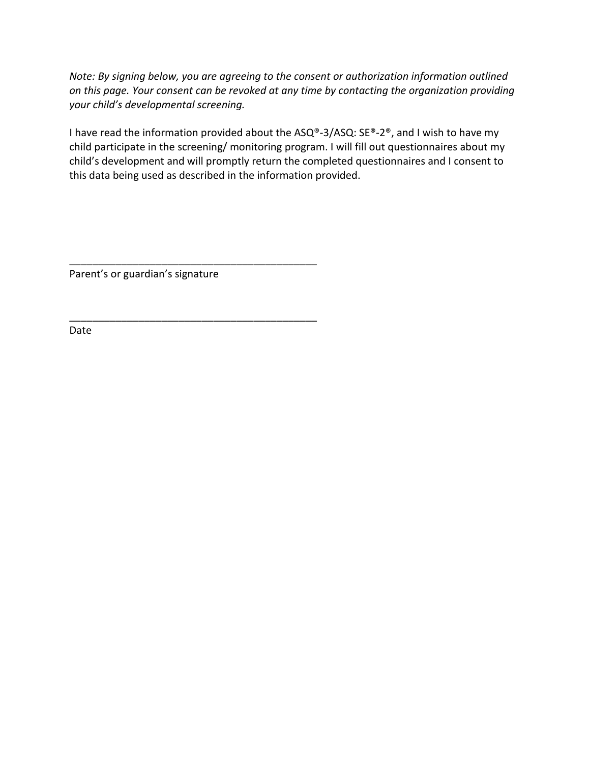*Note: By signing below, you are agreeing to the consent or authorization information outlined on this page. Your consent can be revoked at any time by contacting the organization providing your child's developmental screening.*

I have read the information provided about the ASQ®-3/ASQ: SE®-2®, and I wish to have my child participate in the screening/ monitoring program. I will fill out questionnaires about my child's development and will promptly return the completed questionnaires and I consent to this data being used as described in the information provided.

_____________________________________________

Parent's or guardian's signature

_____________________________________________

Date